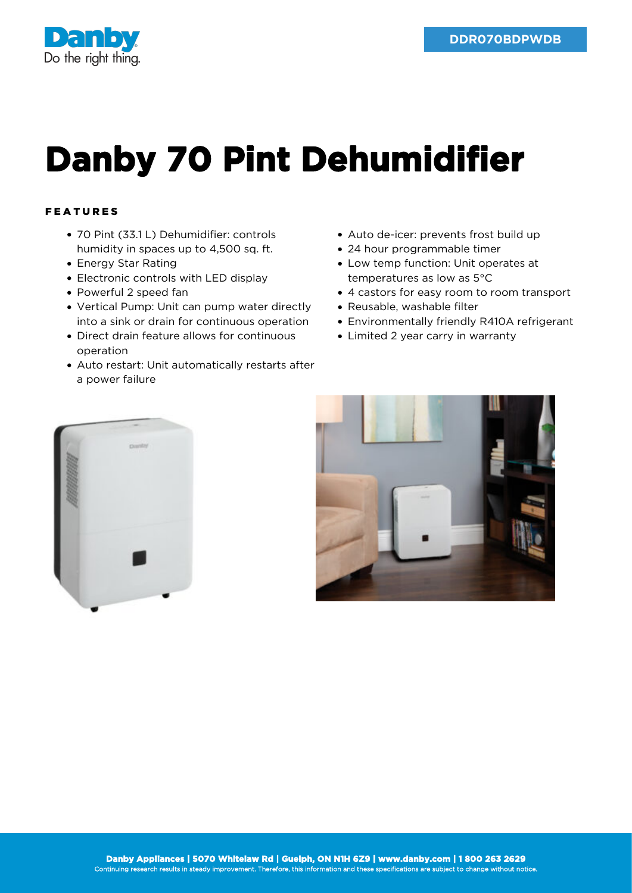Danby
Do the right thing.

DDR070BDPWDB

# Danby 70 Pint Dehumidifier

## FEATURES

- 70 Pint (33.1 L) Dehumidifier: controls humidity in spaces up to 4,500 sq. ft.
- Energy Star Rating
- Electronic controls with LED display
- Powerful 2 speed fan
- Vertical Pump: Unit can pump water directly into a sink or drain for continuous operation
- Direct drain feature allows for continuous operation
- Auto restart: Unit automatically restarts after a power failure
- Auto de-icer: prevents frost build up
- 24 hour programmable timer
- Low temp function: Unit operates at temperatures as low as 5°C
- 4 castors for easy room to room transport
- Reusable, washable filter
- Environmentally friendly R410A refrigerant
- Limited 2 year carry in warranty

**Danby Appliances | 5070 Whitelaw Rd | Guelph, ON N1H 6Z9 | www.danby.com | 1 800 263 2629**
Continuing research results in steady improvement. Therefore, this information and these specifications are subject to change without notice.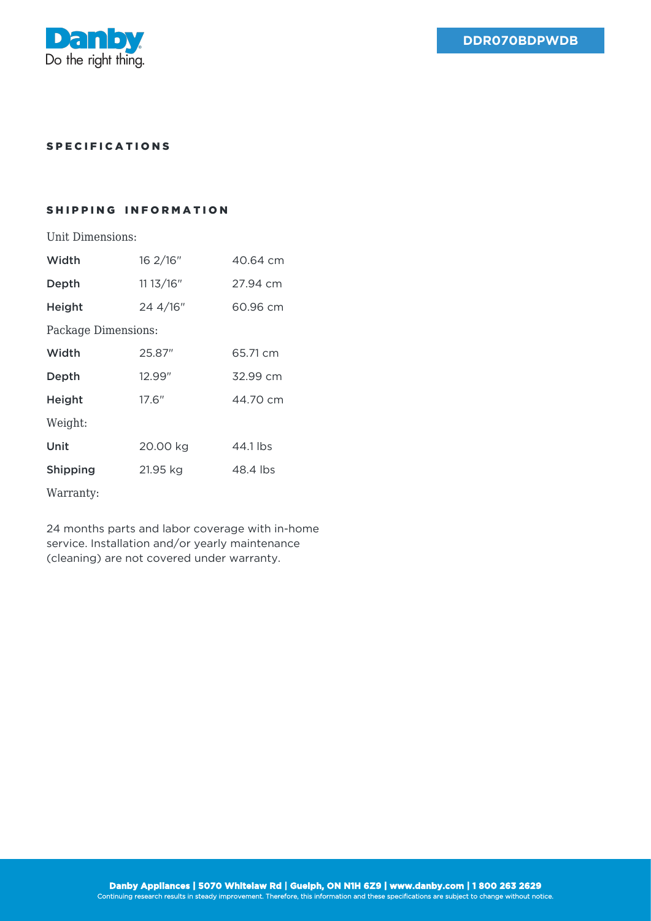## SPECIFICATIONS

### SHIPPING INFORMATION

Unit Dimensions:

| | | |
|---|---|---|
| **Width** | 16 2/16″ | 40.64 cm |
| **Depth** | 11 13/16″ | 27.94 cm |
| **Height** | 24 4/16″ | 60.96 cm |

Package Dimensions:

| | | |
|---|---|---|
| **Width** | 25.87″ | 65.71 cm |
| **Depth** | 12.99″ | 32.99 cm |
| **Height** | 17.6″ | 44.70 cm |

Weight:

| | | |
|---|---|---|
| **Unit** | 20.00 kg | 44.1 lbs |
| **Shipping** | 21.95 kg | 48.4 lbs |

Warranty:

24 months parts and labor coverage with in-home service. Installation and/or yearly maintenance (cleaning) are not covered under warranty.

**Danby Appliances | 5070 Whitelaw Rd | Guelph, ON N1H 6Z9 | www.danby.com | 1 800 263 2629**
Continuing research results in steady improvement. Therefore, this information and these specifications are subject to change without notice.